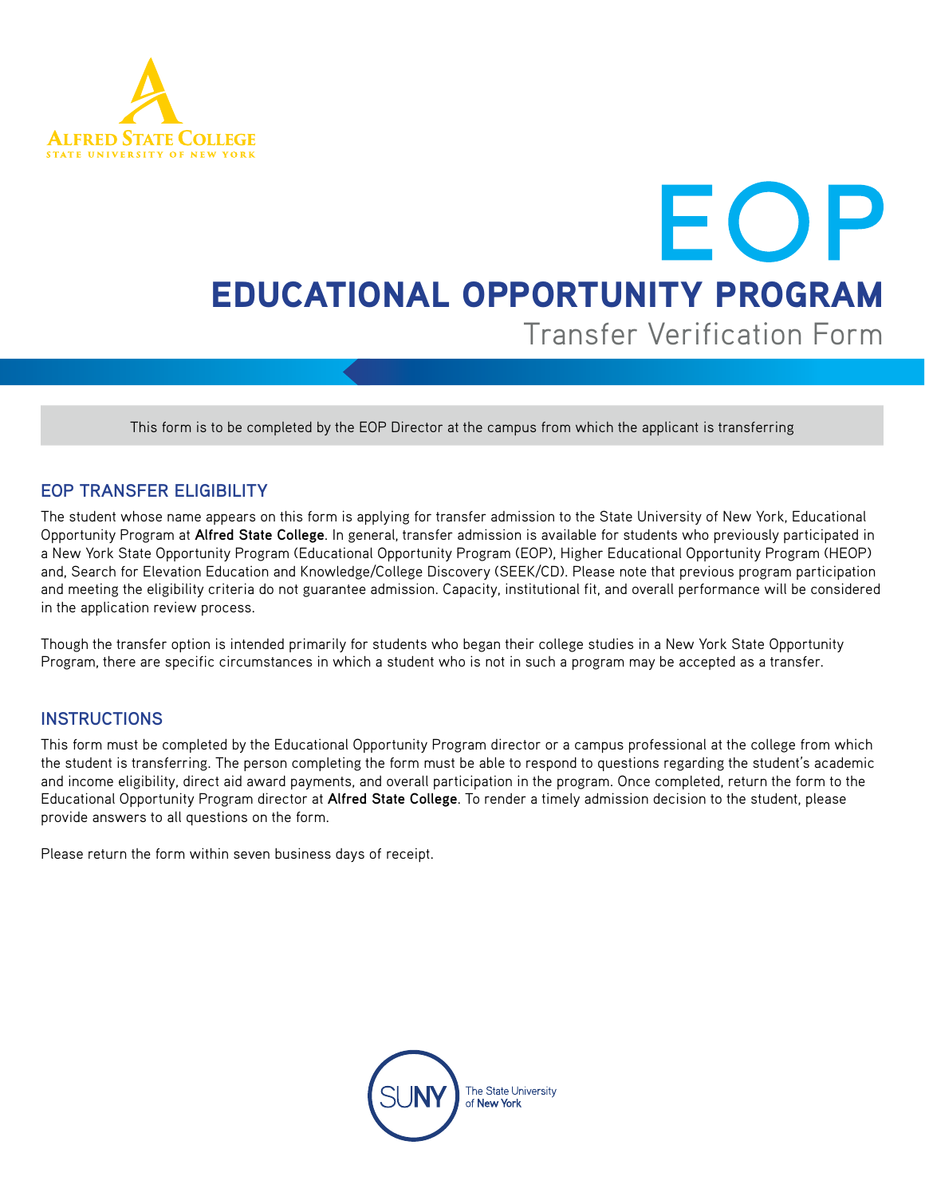Alfred State College
State University of New York

# EOP

# EDUCATIONAL OPPORTUNITY PROGRAM

## Transfer Verification Form

This form is to be completed by the EOP Director at the campus from which the applicant is transferring

### EOP TRANSFER ELIGIBILITY

The student whose name appears on this form is applying for transfer admission to the State University of New York, Educational Opportunity Program at **Alfred State College**. In general, transfer admission is available for students who previously participated in a New York State Opportunity Program (Educational Opportunity Program (EOP), Higher Educational Opportunity Program (HEOP) and, Search for Elevation Education and Knowledge/College Discovery (SEEK/CD). Please note that previous program participation and meeting the eligibility criteria do not guarantee admission. Capacity, institutional fit, and overall performance will be considered in the application review process.

Though the transfer option is intended primarily for students who began their college studies in a New York State Opportunity Program, there are specific circumstances in which a student who is not in such a program may be accepted as a transfer.

### INSTRUCTIONS

This form must be completed by the Educational Opportunity Program director or a campus professional at the college from which the student is transferring. The person completing the form must be able to respond to questions regarding the student's academic and income eligibility, direct aid award payments, and overall participation in the program. Once completed, return the form to the Educational Opportunity Program director at **Alfred State College**. To render a timely admission decision to the student, please provide answers to all questions on the form.

Please return the form within seven business days of receipt.

SUNY The State University of New York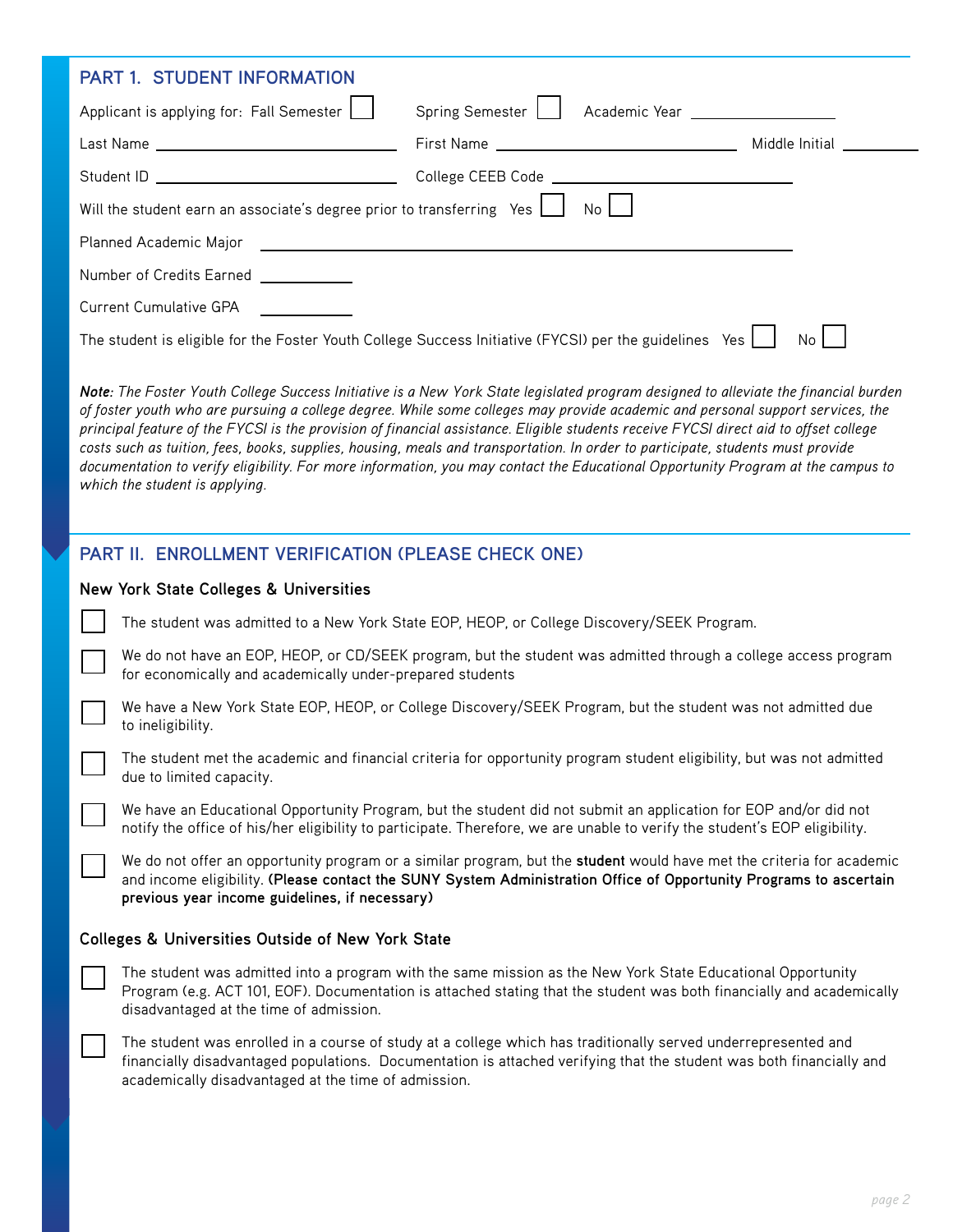## PART 1. STUDENT INFORMATION

Applicant is applying for: Fall Semester ☐ Spring Semester ☐ Academic Year ____________

Last Name ____________________ First Name ____________________ Middle Initial ______

Student ID ____________________ College CEEB Code ____________________

Will the student earn an associate's degree prior to transferring Yes ☐ No ☐

Planned Academic Major ________________________________________

Number of Credits Earned ________

Current Cumulative GPA ________

The student is eligible for the Foster Youth College Success Initiative (FYCSI) per the guidelines Yes ☐ No ☐

***Note**: The Foster Youth College Success Initiative is a New York State legislated program designed to alleviate the financial burden of foster youth who are pursuing a college degree. While some colleges may provide academic and personal support services, the principal feature of the FYCSI is the provision of financial assistance. Eligible students receive FYCSI direct aid to offset college costs such as tuition, fees, books, supplies, housing, meals and transportation. In order to participate, students must provide documentation to verify eligibility. For more information, you may contact the Educational Opportunity Program at the campus to which the student is applying.*

## PART II. ENROLLMENT VERIFICATION (PLEASE CHECK ONE)

### New York State Colleges & Universities

☐ The student was admitted to a New York State EOP, HEOP, or College Discovery/SEEK Program.

☐ We do not have an EOP, HEOP, or CD/SEEK program, but the student was admitted through a college access program for economically and academically under-prepared students

☐ We have a New York State EOP, HEOP, or College Discovery/SEEK Program, but the student was not admitted due to ineligibility.

☐ The student met the academic and financial criteria for opportunity program student eligibility, but was not admitted due to limited capacity.

☐ We have an Educational Opportunity Program, but the student did not submit an application for EOP and/or did not notify the office of his/her eligibility to participate. Therefore, we are unable to verify the student's EOP eligibility.

☐ We do not offer an opportunity program or a similar program, but the **student** would have met the criteria for academic and income eligibility. **(Please contact the SUNY System Administration Office of Opportunity Programs to ascertain previous year income guidelines, if necessary)**

### Colleges & Universities Outside of New York State

☐ The student was admitted into a program with the same mission as the New York State Educational Opportunity Program (e.g. ACT 101, EOF). Documentation is attached stating that the student was both financially and academically disadvantaged at the time of admission.

☐ The student was enrolled in a course of study at a college which has traditionally served underrepresented and financially disadvantaged populations. Documentation is attached verifying that the student was both financially and academically disadvantaged at the time of admission.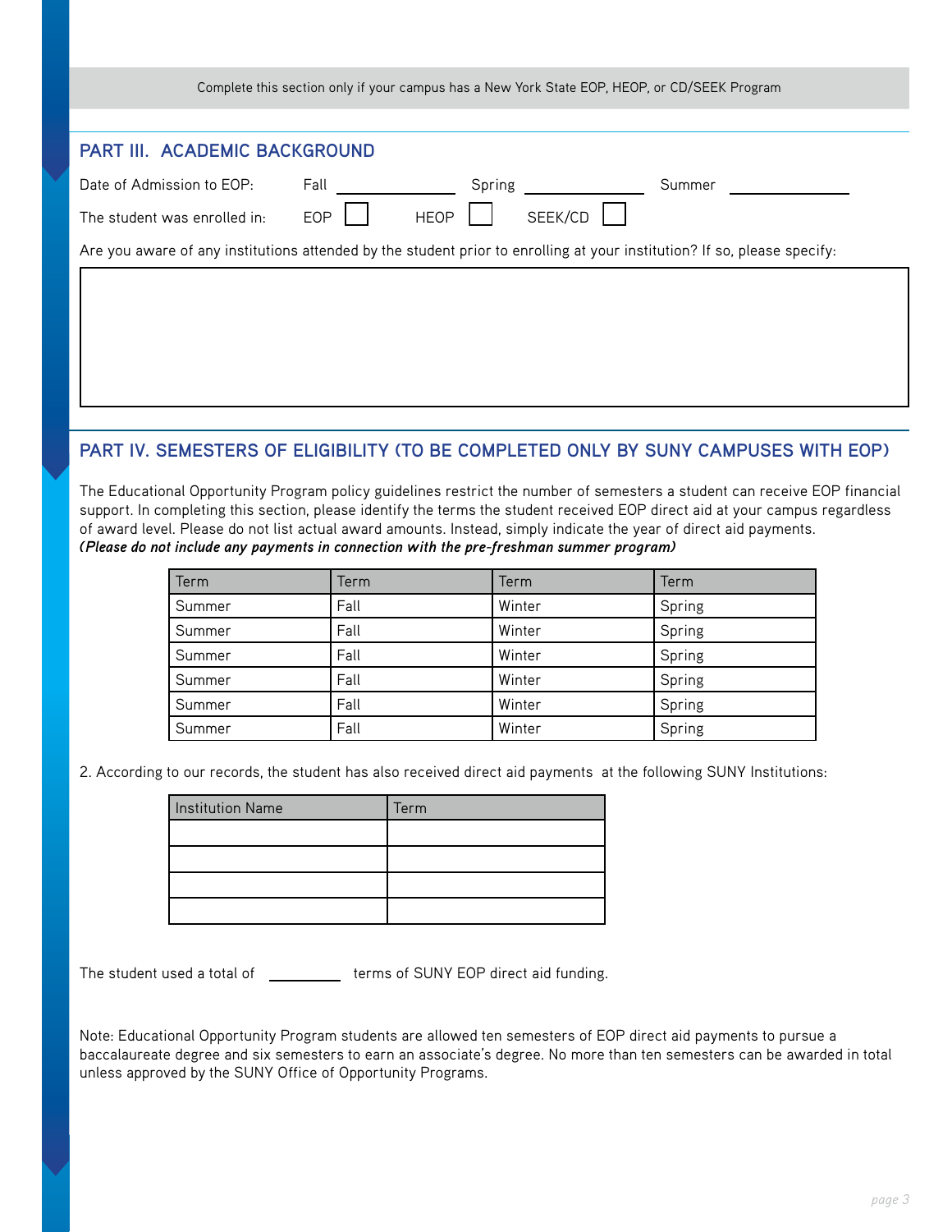Complete this section only if your campus has a New York State EOP, HEOP, or CD/SEEK Program

## PART III. ACADEMIC BACKGROUND

Date of Admission to EOP: Fall \_\_\_\_\_\_\_\_\_\_ Spring \_\_\_\_\_\_\_\_\_\_ Summer \_\_\_\_\_\_\_\_\_\_

The student was enrolled in: EOP ☐ HEOP ☐ SEEK/CD ☐

Are you aware of any institutions attended by the student prior to enrolling at your institution? If so, please specify:

## PART IV. SEMESTERS OF ELIGIBILITY (TO BE COMPLETED ONLY BY SUNY CAMPUSES WITH EOP)

The Educational Opportunity Program policy guidelines restrict the number of semesters a student can receive EOP financial support. In completing this section, please identify the terms the student received EOP direct aid at your campus regardless of award level. Please do not list actual award amounts. Instead, simply indicate the year of direct aid payments.
***(Please do not include any payments in connection with the pre-freshman summer program)***

| Term | Term | Term | Term |
|---|---|---|---|
| Summer | Fall | Winter | Spring |
| Summer | Fall | Winter | Spring |
| Summer | Fall | Winter | Spring |
| Summer | Fall | Winter | Spring |
| Summer | Fall | Winter | Spring |
| Summer | Fall | Winter | Spring |

2. According to our records, the student has also received direct aid payments at the following SUNY Institutions:

| Institution Name | Term |
|---|---|
| | |
| | |
| | |
| | |

The student used a total of \_\_\_\_\_\_\_\_ terms of SUNY EOP direct aid funding.

Note: Educational Opportunity Program students are allowed ten semesters of EOP direct aid payments to pursue a baccalaureate degree and six semesters to earn an associate's degree. No more than ten semesters can be awarded in total unless approved by the SUNY Office of Opportunity Programs.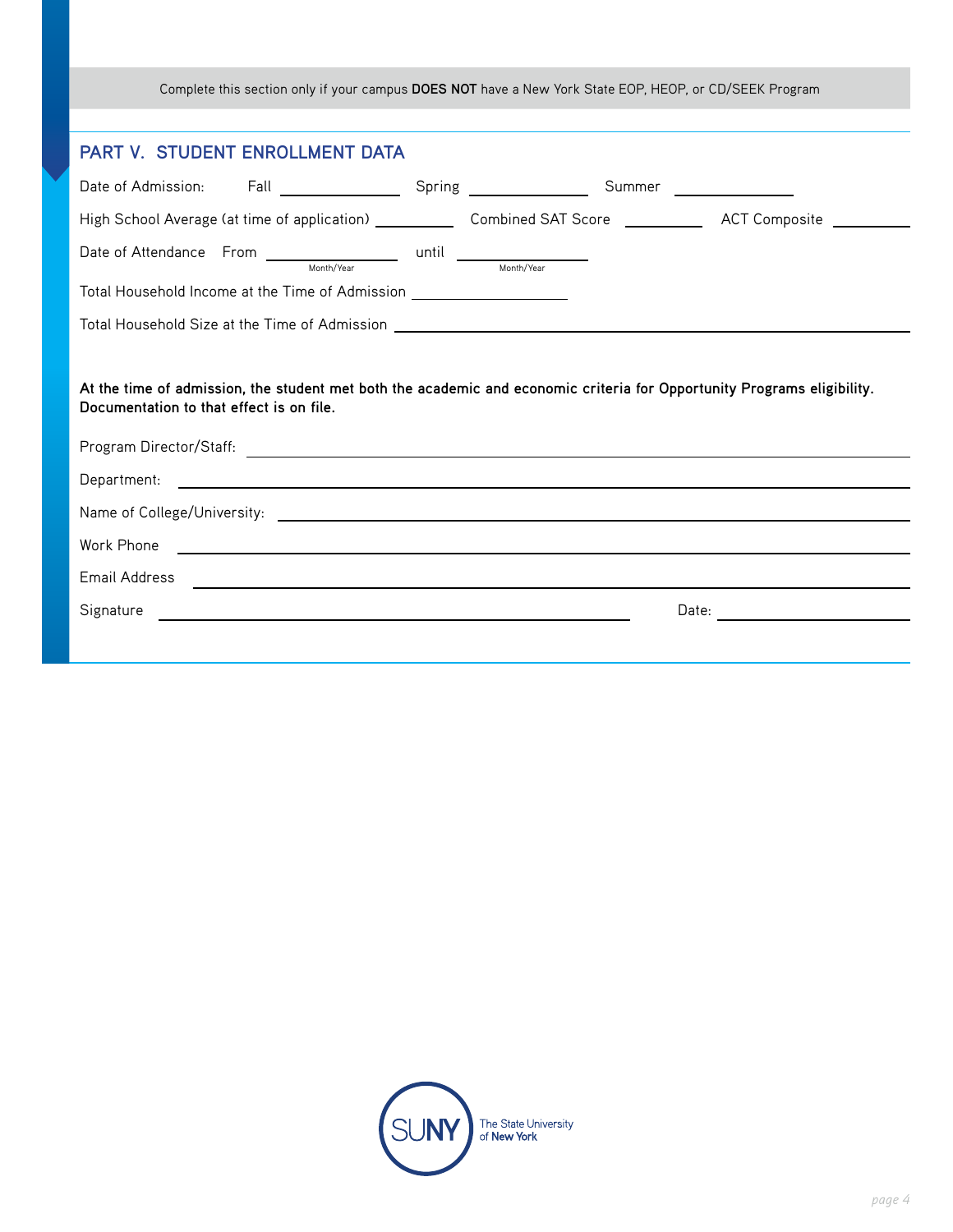Complete this section only if your campus **DOES NOT** have a New York State EOP, HEOP, or CD/SEEK Program

## PART V. STUDENT ENROLLMENT DATA

Date of Admission: Fall ______________ Spring ______________ Summer ______________

High School Average (at time of application) __________ Combined SAT Score __________ ACT Composite __________

Date of Attendance From ______________ until ______________
Month/Year Month/Year

Total Household Income at the Time of Admission ____________________

Total Household Size at the Time of Admission ____________________

**At the time of admission, the student met both the academic and economic criteria for Opportunity Programs eligibility. Documentation to that effect is on file.**

Program Director/Staff: ____________________

Department: ____________________

Name of College/University: ____________________

Work Phone ____________________

Email Address ____________________

Signature ____________________ Date: ____________________

SUNY The State University of New York